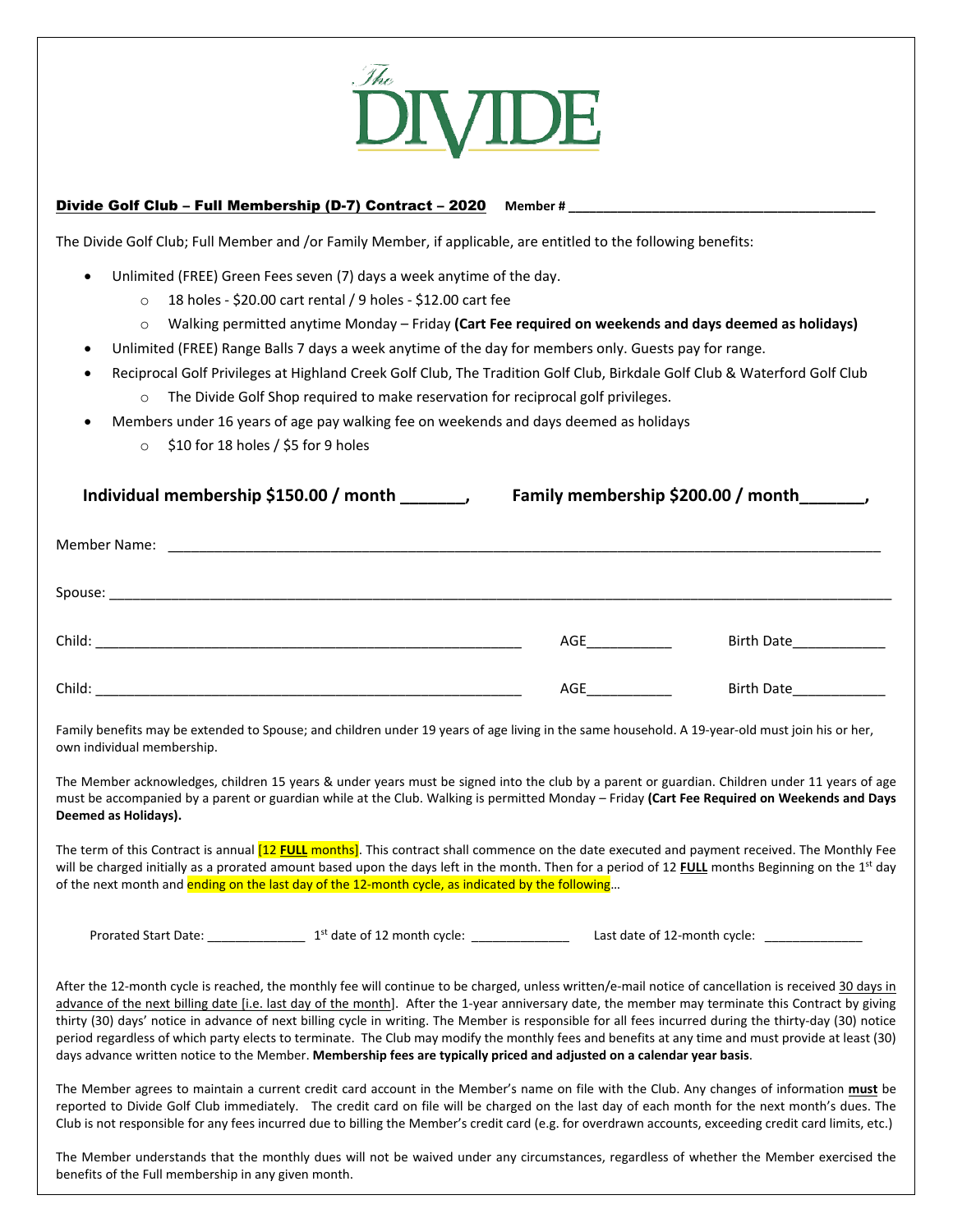# The DIVIDE

**Divide Golf Club – Full Membership (D-7) Contract – 2020** **Member # ________________________________________**

The Divide Golf Club; Full Member and /or Family Member, if applicable, are entitled to the following benefits:

- Unlimited (FREE) Green Fees seven (7) days a week anytime of the day.
  - 18 holes - $20.00 cart rental / 9 holes - $12.00 cart fee
  - Walking permitted anytime Monday – Friday **(Cart Fee required on weekends and days deemed as holidays)**
- Unlimited (FREE) Range Balls 7 days a week anytime of the day for members only. Guests pay for range.
- Reciprocal Golf Privileges at Highland Creek Golf Club, The Tradition Golf Club, Birkdale Golf Club & Waterford Golf Club
  - The Divide Golf Shop required to make reservation for reciprocal golf privileges.
- Members under 16 years of age pay walking fee on weekends and days deemed as holidays
  - $10 for 18 holes / $5 for 9 holes

**Individual membership $150.00 / month _______,** **Family membership $200.00 / month_______,**

Member Name: ________________________________________________________________________________________

Spouse: _____________________________________________________________________________________________

Child: _______________________________________________________ AGE___________ Birth Date____________

Child: _______________________________________________________ AGE___________ Birth Date____________

Family benefits may be extended to Spouse; and children under 19 years of age living in the same household. A 19-year-old must join his or her, own individual membership.

The Member acknowledges, children 15 years & under years must be signed into the club by a parent or guardian. Children under 11 years of age must be accompanied by a parent or guardian while at the Club. Walking is permitted Monday – Friday **(Cart Fee Required on Weekends and Days Deemed as Holidays).**

The term of this Contract is annual [12 **FULL** months]. This contract shall commence on the date executed and payment received. The Monthly Fee will be charged initially as a prorated amount based upon the days left in the month. Then for a period of 12 **FULL** months Beginning on the 1st day of the next month and ending on the last day of the 12-month cycle, as indicated by the following…

Prorated Start Date: ______________ 1st date of 12 month cycle: ______________ Last date of 12-month cycle: ______________

After the 12-month cycle is reached, the monthly fee will continue to be charged, unless written/e-mail notice of cancellation is received 30 days in advance of the next billing date [i.e. last day of the month]. After the 1-year anniversary date, the member may terminate this Contract by giving thirty (30) days' notice in advance of next billing cycle in writing. The Member is responsible for all fees incurred during the thirty-day (30) notice period regardless of which party elects to terminate. The Club may modify the monthly fees and benefits at any time and must provide at least (30) days advance written notice to the Member. **Membership fees are typically priced and adjusted on a calendar year basis**.

The Member agrees to maintain a current credit card account in the Member's name on file with the Club. Any changes of information **must** be reported to Divide Golf Club immediately. The credit card on file will be charged on the last day of each month for the next month's dues. The Club is not responsible for any fees incurred due to billing the Member's credit card (e.g. for overdrawn accounts, exceeding credit card limits, etc.)

The Member understands that the monthly dues will not be waived under any circumstances, regardless of whether the Member exercised the benefits of the Full membership in any given month.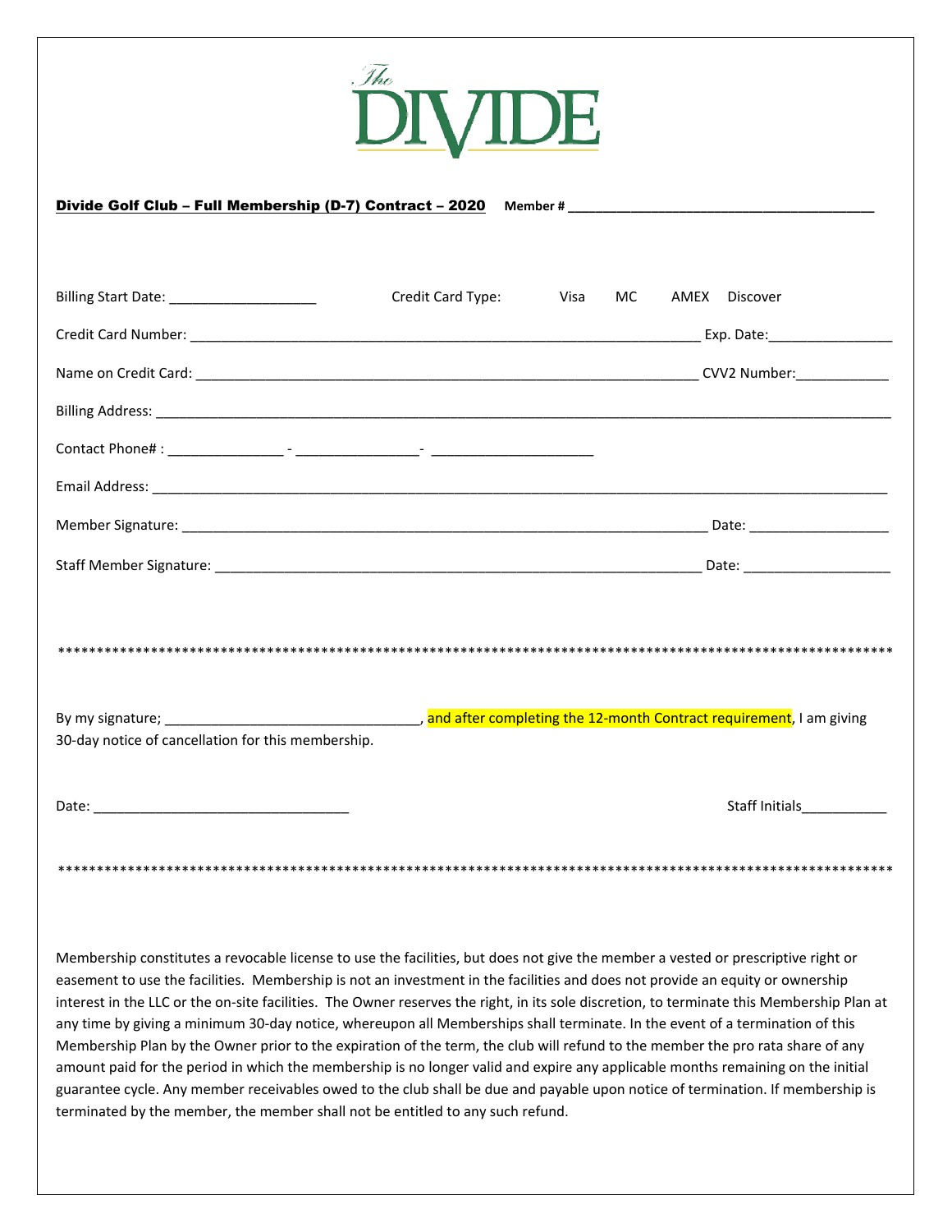The DIVIDE

**Divide Golf Club – Full Membership (D-7) Contract – 2020** **Member # ________________________________________**

Billing Start Date: ___________________ Credit Card Type: Visa MC AMEX Discover

Credit Card Number: _______________________________________________________________ Exp. Date:________________

Name on Credit Card: ______________________________________________________________ CVV2 Number:____________

Billing Address: ___________________________________________________________________________________________

Contact Phone# : _______________ - ________________- _____________________

Email Address: _____________________________________________________________________________________________

Member Signature: __________________________________________________________________ Date: __________________

Staff Member Signature: _____________________________________________________________ Date: __________________

*****************************************************************************************************************

By my signature; _________________________________, and after completing the 12-month Contract requirement, I am giving 30-day notice of cancellation for this membership.

Date: _________________________________ Staff Initials___________

*****************************************************************************************************************

Membership constitutes a revocable license to use the facilities, but does not give the member a vested or prescriptive right or easement to use the facilities. Membership is not an investment in the facilities and does not provide an equity or ownership interest in the LLC or the on-site facilities. The Owner reserves the right, in its sole discretion, to terminate this Membership Plan at any time by giving a minimum 30-day notice, whereupon all Memberships shall terminate. In the event of a termination of this Membership Plan by the Owner prior to the expiration of the term, the club will refund to the member the pro rata share of any amount paid for the period in which the membership is no longer valid and expire any applicable months remaining on the initial guarantee cycle. Any member receivables owed to the club shall be due and payable upon notice of termination. If membership is terminated by the member, the member shall not be entitled to any such refund.